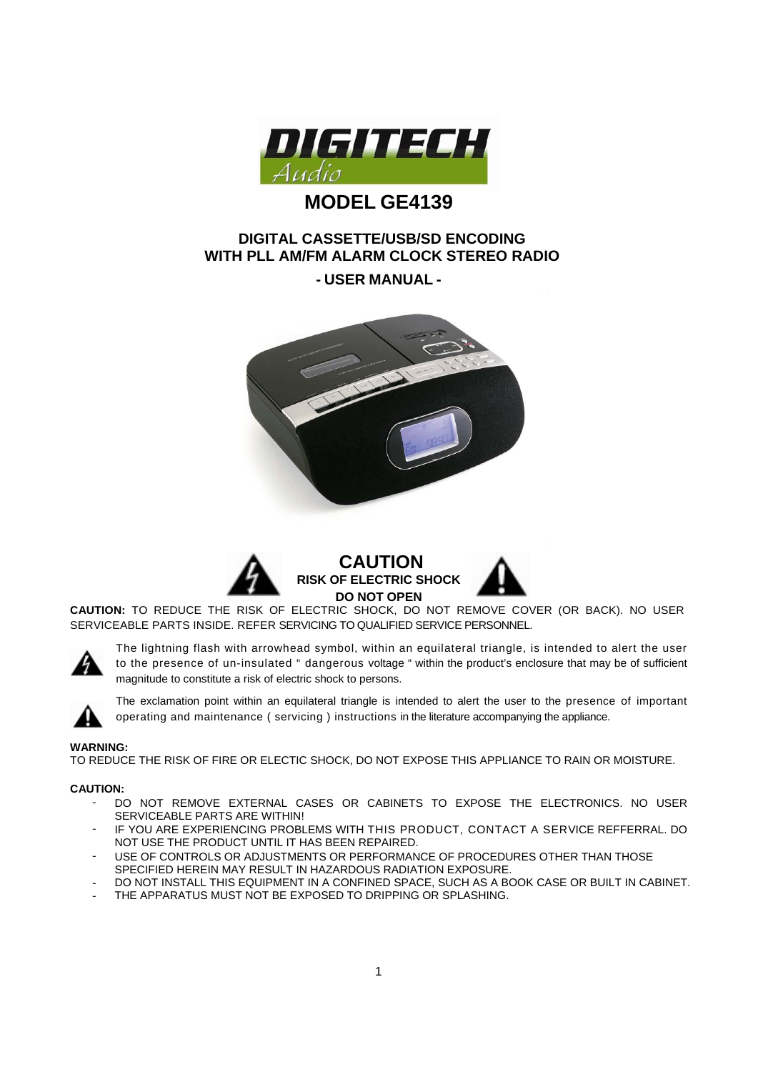# MODEL GE4139

## DIGITAL CASSETTE/USB/SD ENCODING WITH PLL AM/FM ALARM CLOCK STEREO RADIO

### - USER MANUAL -

## CAUTION

**RISK OF ELECTRIC SHOCK**

**DO NOT OPEN**

**CAUTION:** TO REDUCE THE RISK OF ELECTRIC SHOCK, DO NOT REMOVE COVER (OR BACK). NO USER SERVICEABLE PARTS INSIDE. REFER SERVICING TO QUALIFIED SERVICE PERSONNEL.

The lightning flash with arrowhead symbol, within an equilateral triangle, is intended to alert the user to the presence of un-insulated " dangerous voltage " within the product's enclosure that may be of sufficient magnitude to constitute a risk of electric shock to persons.

The exclamation point within an equilateral triangle is intended to alert the user to the presence of important operating and maintenance ( servicing ) instructions in the literature accompanying the appliance.

**WARNING:**

TO REDUCE THE RISK OF FIRE OR ELECTIC SHOCK, DO NOT EXPOSE THIS APPLIANCE TO RAIN OR MOISTURE.

**CAUTION:**

- DO NOT REMOVE EXTERNAL CASES OR CABINETS TO EXPOSE THE ELECTRONICS. NO USER SERVICEABLE PARTS ARE WITHIN!
- IF YOU ARE EXPERIENCING PROBLEMS WITH THIS PRODUCT, CONTACT A SERVICE REFFERRAL. DO NOT USE THE PRODUCT UNTIL IT HAS BEEN REPAIRED.
- USE OF CONTROLS OR ADJUSTMENTS OR PERFORMANCE OF PROCEDURES OTHER THAN THOSE SPECIFIED HEREIN MAY RESULT IN HAZARDOUS RADIATION EXPOSURE.
- DO NOT INSTALL THIS EQUIPMENT IN A CONFINED SPACE, SUCH AS A BOOK CASE OR BUILT IN CABINET.
- THE APPARATUS MUST NOT BE EXPOSED TO DRIPPING OR SPLASHING.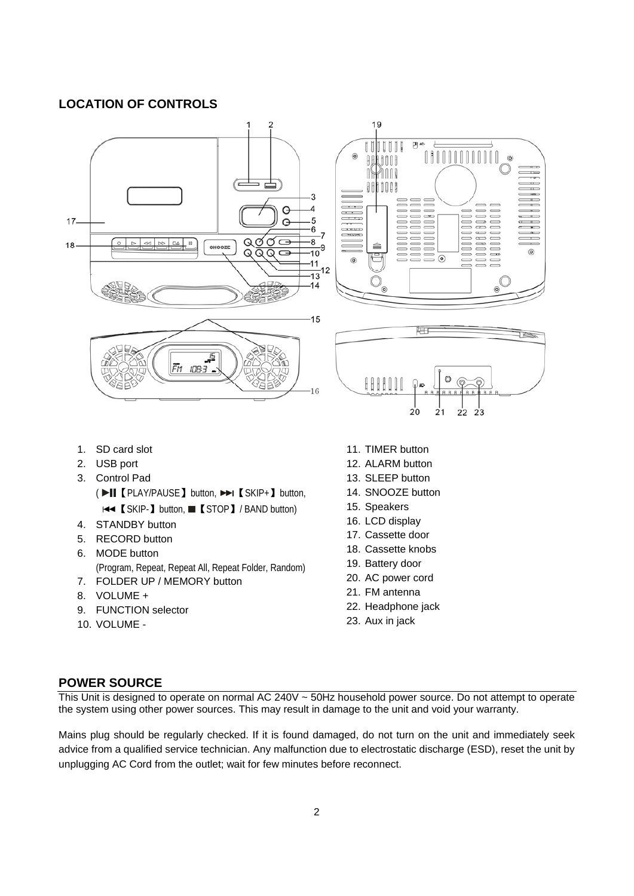## LOCATION OF CONTROLS

1. SD card slot
2. USB port
3. Control Pad
   ( ▶II【PLAY/PAUSE】button, ▶▶I【SKIP+】button, I◀◀【SKIP-】button, ■【STOP】/ BAND button)
4. STANDBY button
5. RECORD button
6. MODE button
   (Program, Repeat, Repeat All, Repeat Folder, Random)
7. FOLDER UP / MEMORY button
8. VOLUME +
9. FUNCTION selector
10. VOLUME -
11. TIMER button
12. ALARM button
13. SLEEP button
14. SNOOZE button
15. Speakers
16. LCD display
17. Cassette door
18. Cassette knobs
19. Battery door
20. AC power cord
21. FM antenna
22. Headphone jack
23. Aux in jack

## POWER SOURCE

This Unit is designed to operate on normal AC 240V ~ 50Hz household power source. Do not attempt to operate the system using other power sources. This may result in damage to the unit and void your warranty.

Mains plug should be regularly checked. If it is found damaged, do not turn on the unit and immediately seek advice from a qualified service technician. Any malfunction due to electrostatic discharge (ESD), reset the unit by unplugging AC Cord from the outlet; wait for few minutes before reconnect.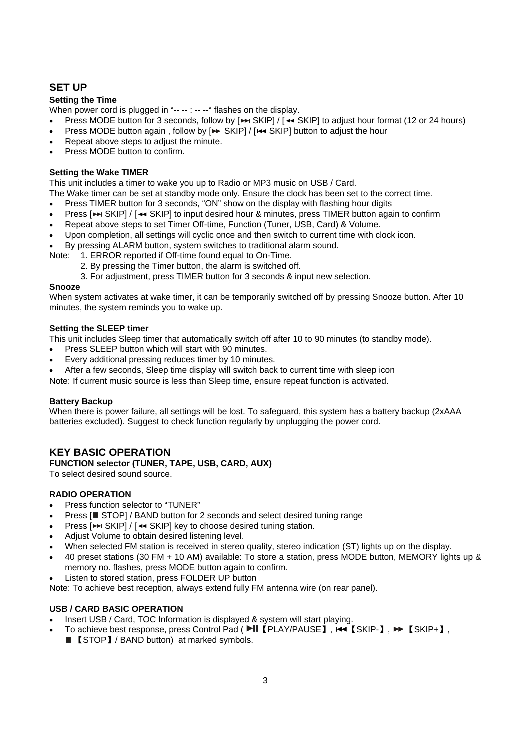## SET UP

### Setting the Time

When power cord is plugged in "-- -- : -- --" flashes on the display.

- Press MODE button for 3 seconds, follow by [⏭ SKIP] / [⏮ SKIP] to adjust hour format (12 or 24 hours)
- Press MODE button again , follow by [⏭ SKIP] / [⏮ SKIP] button to adjust the hour
- Repeat above steps to adjust the minute.
- Press MODE button to confirm.

### Setting the Wake TIMER

This unit includes a timer to wake you up to Radio or MP3 music on USB / Card.

The Wake timer can be set at standby mode only. Ensure the clock has been set to the correct time.

- Press TIMER button for 3 seconds, "ON" show on the display with flashing hour digits
- Press [⏭ SKIP] / [⏮ SKIP] to input desired hour & minutes, press TIMER button again to confirm
- Repeat above steps to set Timer Off-time, Function (Tuner, USB, Card) & Volume.
- Upon completion, all settings will cyclic once and then switch to current time with clock icon.
- By pressing ALARM button, system switches to traditional alarm sound.

Note:
1. ERROR reported if Off-time found equal to On-Time.
2. By pressing the Timer button, the alarm is switched off.
3. For adjustment, press TIMER button for 3 seconds & input new selection.

### Snooze

When system activates at wake timer, it can be temporarily switched off by pressing Snooze button. After 10 minutes, the system reminds you to wake up.

### Setting the SLEEP timer

This unit includes Sleep timer that automatically switch off after 10 to 90 minutes (to standby mode).

- Press SLEEP button which will start with 90 minutes.
- Every additional pressing reduces timer by 10 minutes.
- After a few seconds, Sleep time display will switch back to current time with sleep icon

Note: If current music source is less than Sleep time, ensure repeat function is activated.

### Battery Backup

When there is power failure, all settings will be lost. To safeguard, this system has a battery backup (2xAAA batteries excluded). Suggest to check function regularly by unplugging the power cord.

## KEY BASIC OPERATION

### FUNCTION selector (TUNER, TAPE, USB, CARD, AUX)

To select desired sound source.

### RADIO OPERATION

- Press function selector to "TUNER"
- Press [■ STOP] / BAND button for 2 seconds and select desired tuning range
- Press [⏭ SKIP] / [⏮ SKIP] key to choose desired tuning station.
- Adjust Volume to obtain desired listening level.
- When selected FM station is received in stereo quality, stereo indication (ST) lights up on the display.
- 40 preset stations (30 FM + 10 AM) available: To store a station, press MODE button, MEMORY lights up & memory no. flashes, press MODE button again to confirm.
- Listen to stored station, press FOLDER UP button

Note: To achieve best reception, always extend fully FM antenna wire (on rear panel).

### USB / CARD BASIC OPERATION

- Insert USB / Card, TOC Information is displayed & system will start playing.
- To achieve best response, press Control Pad ( ▶II【PLAY/PAUSE】, ⏮【SKIP-】, ⏭【SKIP+】, ■【STOP】/ BAND button) at marked symbols.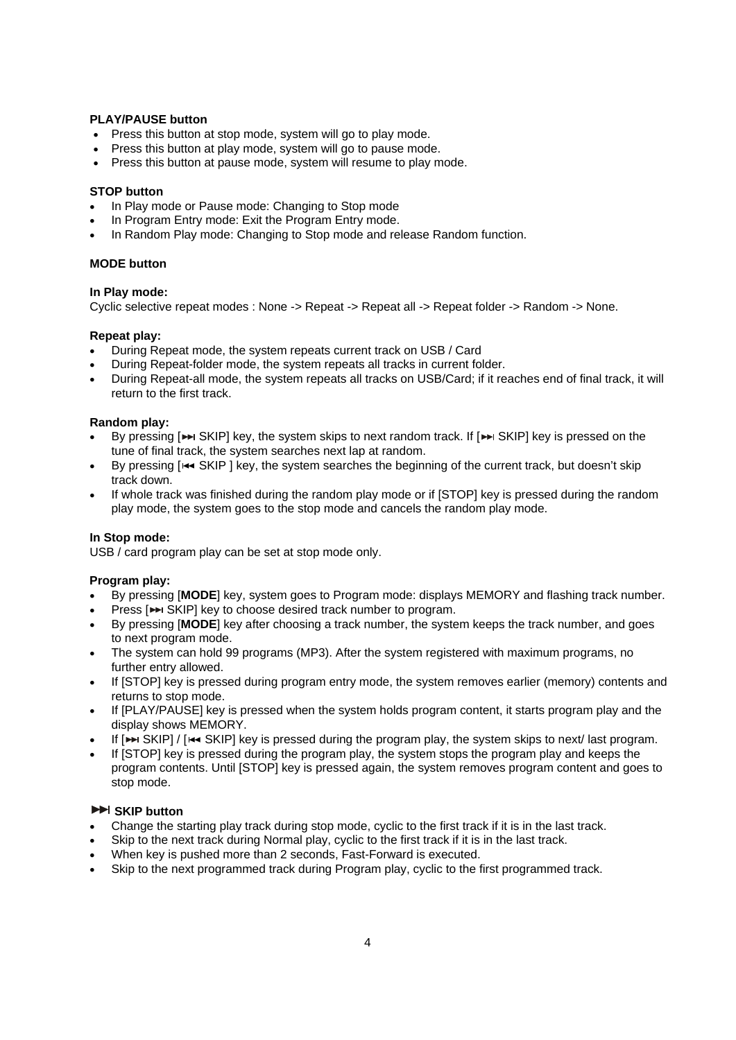**PLAY/PAUSE button**

- Press this button at stop mode, system will go to play mode.
- Press this button at play mode, system will go to pause mode.
- Press this button at pause mode, system will resume to play mode.

**STOP button**

- In Play mode or Pause mode: Changing to Stop mode
- In Program Entry mode: Exit the Program Entry mode.
- In Random Play mode: Changing to Stop mode and release Random function.

**MODE button**

**In Play mode:**

Cyclic selective repeat modes : None -> Repeat -> Repeat all -> Repeat folder -> Random -> None.

**Repeat play:**

- During Repeat mode, the system repeats current track on USB / Card
- During Repeat-folder mode, the system repeats all tracks in current folder.
- During Repeat-all mode, the system repeats all tracks on USB/Card; if it reaches end of final track, it will return to the first track.

**Random play:**

- By pressing [⏭ SKIP] key, the system skips to next random track. If [⏭ SKIP] key is pressed on the tune of final track, the system searches next lap at random.
- By pressing [⏮ SKIP ] key, the system searches the beginning of the current track, but doesn't skip track down.
- If whole track was finished during the random play mode or if [STOP] key is pressed during the random play mode, the system goes to the stop mode and cancels the random play mode.

**In Stop mode:**

USB / card program play can be set at stop mode only.

**Program play:**

- By pressing [**MODE**] key, system goes to Program mode: displays MEMORY and flashing track number.
- Press [⏭ SKIP] key to choose desired track number to program.
- By pressing [**MODE**] key after choosing a track number, the system keeps the track number, and goes to next program mode.
- The system can hold 99 programs (MP3). After the system registered with maximum programs, no further entry allowed.
- If [STOP] key is pressed during program entry mode, the system removes earlier (memory) contents and returns to stop mode.
- If [PLAY/PAUSE] key is pressed when the system holds program content, it starts program play and the display shows MEMORY.
- If [⏭ SKIP] / [⏮ SKIP] key is pressed during the program play, the system skips to next/ last program.
- If [STOP] key is pressed during the program play, the system stops the program play and keeps the program contents. Until [STOP] key is pressed again, the system removes program content and goes to stop mode.

**⏭ SKIP button**

- Change the starting play track during stop mode, cyclic to the first track if it is in the last track.
- Skip to the next track during Normal play, cyclic to the first track if it is in the last track.
- When key is pushed more than 2 seconds, Fast-Forward is executed.
- Skip to the next programmed track during Program play, cyclic to the first programmed track.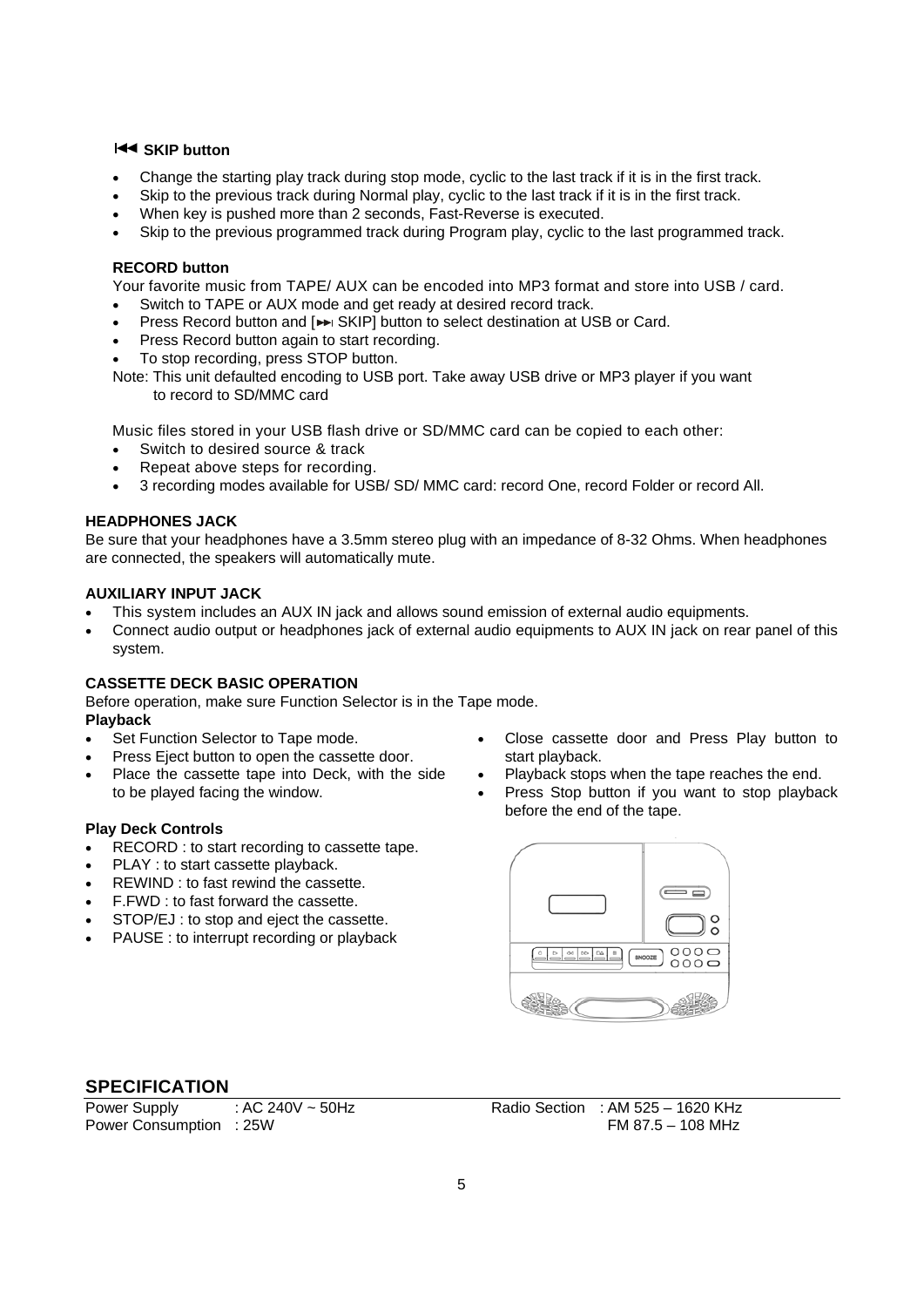### ⏮ SKIP button

- Change the starting play track during stop mode, cyclic to the last track if it is in the first track.
- Skip to the previous track during Normal play, cyclic to the last track if it is in the first track.
- When key is pushed more than 2 seconds, Fast-Reverse is executed.
- Skip to the previous programmed track during Program play, cyclic to the last programmed track.

### RECORD button

Your favorite music from TAPE/ AUX can be encoded into MP3 format and store into USB / card.

- Switch to TAPE or AUX mode and get ready at desired record track.
- Press Record button and [⏭ SKIP] button to select destination at USB or Card.
- Press Record button again to start recording.
- To stop recording, press STOP button.

Note: This unit defaulted encoding to USB port. Take away USB drive or MP3 player if you want to record to SD/MMC card

Music files stored in your USB flash drive or SD/MMC card can be copied to each other:

- Switch to desired source & track
- Repeat above steps for recording.
- 3 recording modes available for USB/ SD/ MMC card: record One, record Folder or record All.

### HEADPHONES JACK

Be sure that your headphones have a 3.5mm stereo plug with an impedance of 8-32 Ohms. When headphones are connected, the speakers will automatically mute.

### AUXILIARY INPUT JACK

- This system includes an AUX IN jack and allows sound emission of external audio equipments.
- Connect audio output or headphones jack of external audio equipments to AUX IN jack on rear panel of this system.

### CASSETTE DECK BASIC OPERATION

Before operation, make sure Function Selector is in the Tape mode.

**Playback**

- Set Function Selector to Tape mode.
- Press Eject button to open the cassette door.
- Place the cassette tape into Deck, with the side to be played facing the window.
- Close cassette door and Press Play button to start playback.
- Playback stops when the tape reaches the end.
- Press Stop button if you want to stop playback before the end of the tape.

**Play Deck Controls**

- RECORD : to start recording to cassette tape.
- PLAY : to start cassette playback.
- REWIND : to fast rewind the cassette.
- F.FWD : to fast forward the cassette.
- STOP/EJ : to stop and eject the cassette.
- PAUSE : to interrupt recording or playback

SNOOZE

## SPECIFICATION

| | | | |
|---|---|---|---|
| Power Supply | : AC 240V ~ 50Hz | Radio Section | : AM 525 – 1620 KHz |
| Power Consumption | : 25W | | FM 87.5 – 108 MHz |